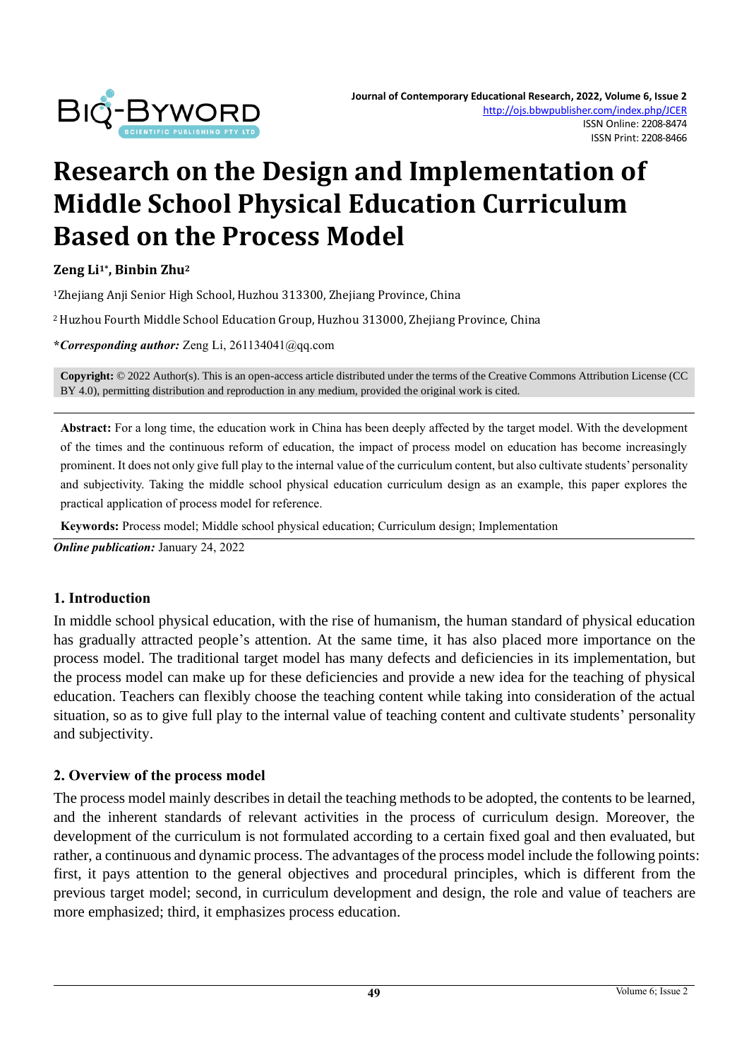# Research on the Design and Implementation of Middle School Physical Education Curriculum Based on the Process Model

**Zeng Li[1]*, Binbin Zhu[2]**

[1]Zhejiang Anji Senior High School, Huzhou 313300, Zhejiang Province, China

[2] Huzhou Fourth Middle School Education Group, Huzhou 313000, Zhejiang Province, China

***Corresponding author:*** Zeng Li, 261134041@qq.com

**Copyright:** © 2022 Author(s). This is an open-access article distributed under the terms of the Creative Commons Attribution License (CC BY 4.0), permitting distribution and reproduction in any medium, provided the original work is cited.

**Abstract:** For a long time, the education work in China has been deeply affected by the target model. With the development of the times and the continuous reform of education, the impact of process model on education has become increasingly prominent. It does not only give full play to the internal value of the curriculum content, but also cultivate students' personality and subjectivity. Taking the middle school physical education curriculum design as an example, this paper explores the practical application of process model for reference.

**Keywords:** Process model; Middle school physical education; Curriculum design; Implementation

***Online publication:*** January 24, 2022

## 1. Introduction

In middle school physical education, with the rise of humanism, the human standard of physical education has gradually attracted people's attention. At the same time, it has also placed more importance on the process model. The traditional target model has many defects and deficiencies in its implementation, but the process model can make up for these deficiencies and provide a new idea for the teaching of physical education. Teachers can flexibly choose the teaching content while taking into consideration of the actual situation, so as to give full play to the internal value of teaching content and cultivate students' personality and subjectivity.

## 2. Overview of the process model

The process model mainly describes in detail the teaching methods to be adopted, the contents to be learned, and the inherent standards of relevant activities in the process of curriculum design. Moreover, the development of the curriculum is not formulated according to a certain fixed goal and then evaluated, but rather, a continuous and dynamic process. The advantages of the process model include the following points: first, it pays attention to the general objectives and procedural principles, which is different from the previous target model; second, in curriculum development and design, the role and value of teachers are more emphasized; third, it emphasizes process education.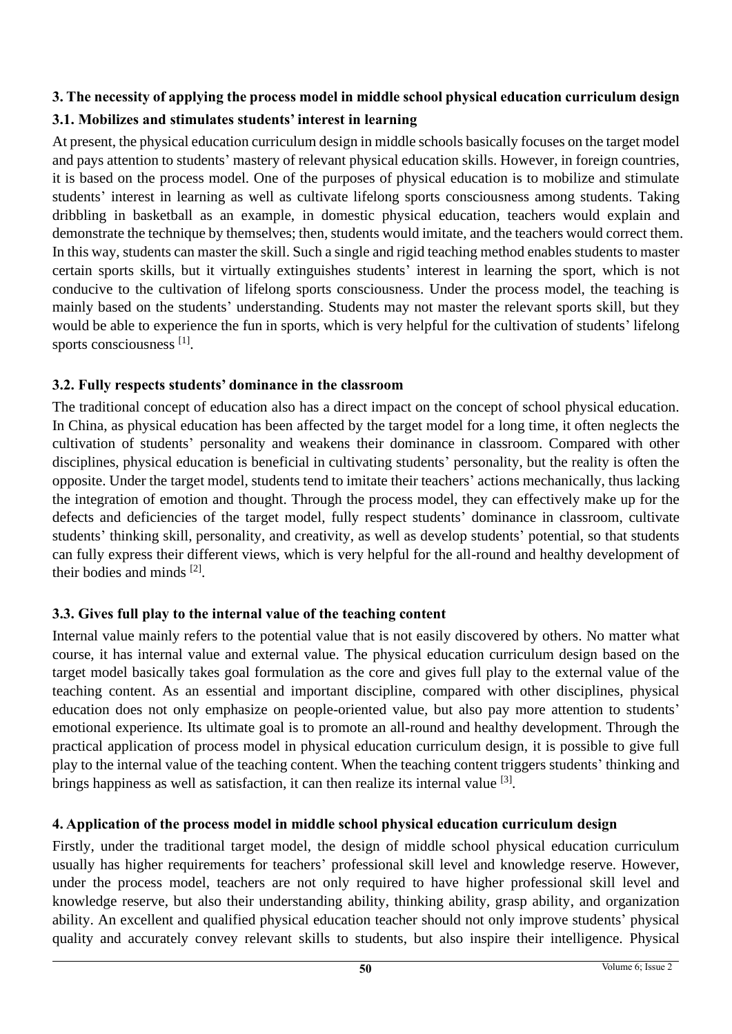## 3. The necessity of applying the process model in middle school physical education curriculum design

### 3.1. Mobilizes and stimulates students' interest in learning

At present, the physical education curriculum design in middle schools basically focuses on the target model and pays attention to students' mastery of relevant physical education skills. However, in foreign countries, it is based on the process model. One of the purposes of physical education is to mobilize and stimulate students' interest in learning as well as cultivate lifelong sports consciousness among students. Taking dribbling in basketball as an example, in domestic physical education, teachers would explain and demonstrate the technique by themselves; then, students would imitate, and the teachers would correct them. In this way, students can master the skill. Such a single and rigid teaching method enables students to master certain sports skills, but it virtually extinguishes students' interest in learning the sport, which is not conducive to the cultivation of lifelong sports consciousness. Under the process model, the teaching is mainly based on the students' understanding. Students may not master the relevant sports skill, but they would be able to experience the fun in sports, which is very helpful for the cultivation of students' lifelong sports consciousness [1].

### 3.2. Fully respects students' dominance in the classroom

The traditional concept of education also has a direct impact on the concept of school physical education. In China, as physical education has been affected by the target model for a long time, it often neglects the cultivation of students' personality and weakens their dominance in classroom. Compared with other disciplines, physical education is beneficial in cultivating students' personality, but the reality is often the opposite. Under the target model, students tend to imitate their teachers' actions mechanically, thus lacking the integration of emotion and thought. Through the process model, they can effectively make up for the defects and deficiencies of the target model, fully respect students' dominance in classroom, cultivate students' thinking skill, personality, and creativity, as well as develop students' potential, so that students can fully express their different views, which is very helpful for the all-round and healthy development of their bodies and minds [2].

### 3.3. Gives full play to the internal value of the teaching content

Internal value mainly refers to the potential value that is not easily discovered by others. No matter what course, it has internal value and external value. The physical education curriculum design based on the target model basically takes goal formulation as the core and gives full play to the external value of the teaching content. As an essential and important discipline, compared with other disciplines, physical education does not only emphasize on people-oriented value, but also pay more attention to students' emotional experience. Its ultimate goal is to promote an all-round and healthy development. Through the practical application of process model in physical education curriculum design, it is possible to give full play to the internal value of the teaching content. When the teaching content triggers students' thinking and brings happiness as well as satisfaction, it can then realize its internal value [3].

## 4. Application of the process model in middle school physical education curriculum design

Firstly, under the traditional target model, the design of middle school physical education curriculum usually has higher requirements for teachers' professional skill level and knowledge reserve. However, under the process model, teachers are not only required to have higher professional skill level and knowledge reserve, but also their understanding ability, thinking ability, grasp ability, and organization ability. An excellent and qualified physical education teacher should not only improve students' physical quality and accurately convey relevant skills to students, but also inspire their intelligence. Physical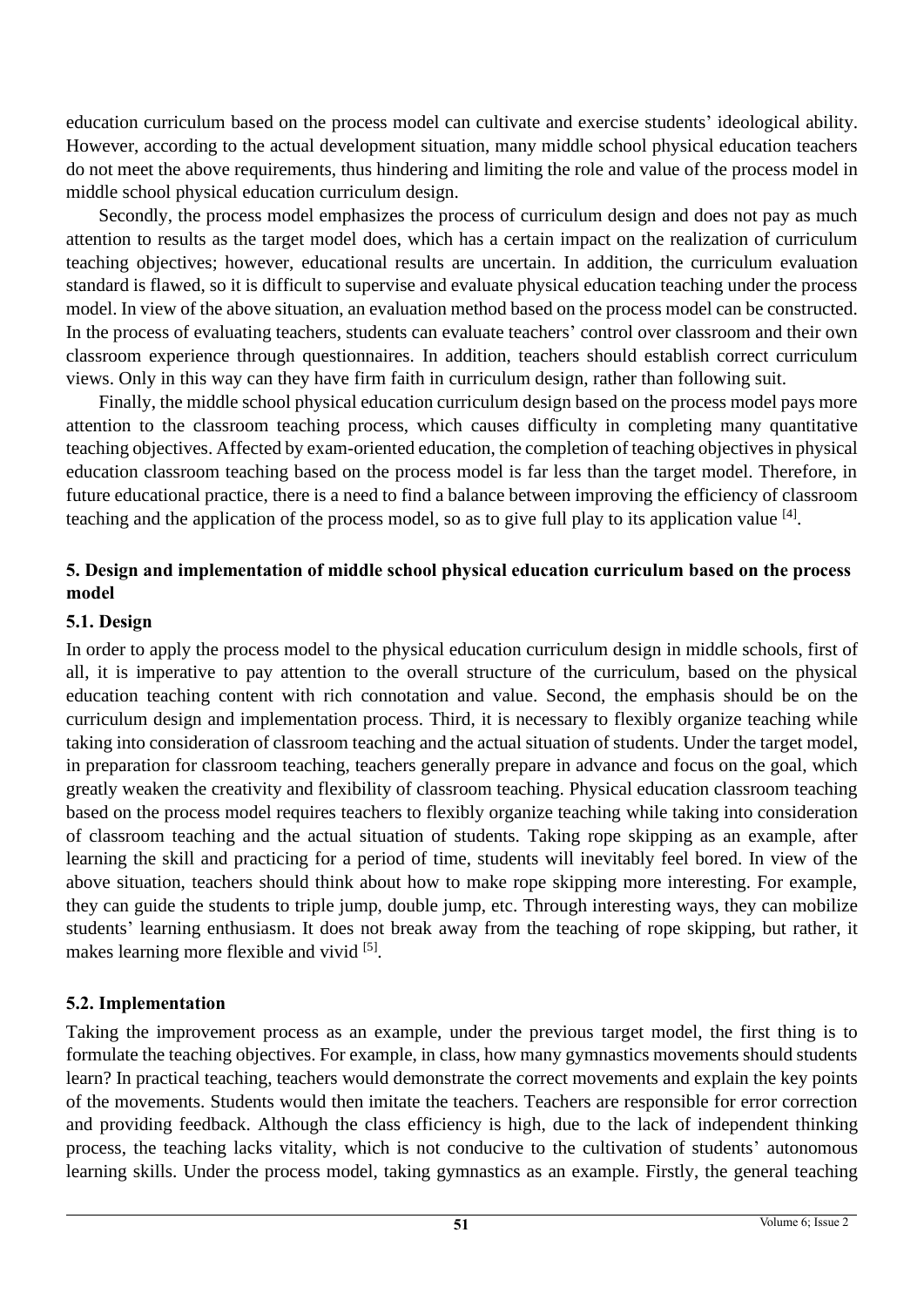education curriculum based on the process model can cultivate and exercise students' ideological ability. However, according to the actual development situation, many middle school physical education teachers do not meet the above requirements, thus hindering and limiting the role and value of the process model in middle school physical education curriculum design.

Secondly, the process model emphasizes the process of curriculum design and does not pay as much attention to results as the target model does, which has a certain impact on the realization of curriculum teaching objectives; however, educational results are uncertain. In addition, the curriculum evaluation standard is flawed, so it is difficult to supervise and evaluate physical education teaching under the process model. In view of the above situation, an evaluation method based on the process model can be constructed. In the process of evaluating teachers, students can evaluate teachers' control over classroom and their own classroom experience through questionnaires. In addition, teachers should establish correct curriculum views. Only in this way can they have firm faith in curriculum design, rather than following suit.

Finally, the middle school physical education curriculum design based on the process model pays more attention to the classroom teaching process, which causes difficulty in completing many quantitative teaching objectives. Affected by exam-oriented education, the completion of teaching objectives in physical education classroom teaching based on the process model is far less than the target model. Therefore, in future educational practice, there is a need to find a balance between improving the efficiency of classroom teaching and the application of the process model, so as to give full play to its application value [4].

## 5. Design and implementation of middle school physical education curriculum based on the process model

### 5.1. Design

In order to apply the process model to the physical education curriculum design in middle schools, first of all, it is imperative to pay attention to the overall structure of the curriculum, based on the physical education teaching content with rich connotation and value. Second, the emphasis should be on the curriculum design and implementation process. Third, it is necessary to flexibly organize teaching while taking into consideration of classroom teaching and the actual situation of students. Under the target model, in preparation for classroom teaching, teachers generally prepare in advance and focus on the goal, which greatly weaken the creativity and flexibility of classroom teaching. Physical education classroom teaching based on the process model requires teachers to flexibly organize teaching while taking into consideration of classroom teaching and the actual situation of students. Taking rope skipping as an example, after learning the skill and practicing for a period of time, students will inevitably feel bored. In view of the above situation, teachers should think about how to make rope skipping more interesting. For example, they can guide the students to triple jump, double jump, etc. Through interesting ways, they can mobilize students' learning enthusiasm. It does not break away from the teaching of rope skipping, but rather, it makes learning more flexible and vivid [5].

### 5.2. Implementation

Taking the improvement process as an example, under the previous target model, the first thing is to formulate the teaching objectives. For example, in class, how many gymnastics movements should students learn? In practical teaching, teachers would demonstrate the correct movements and explain the key points of the movements. Students would then imitate the teachers. Teachers are responsible for error correction and providing feedback. Although the class efficiency is high, due to the lack of independent thinking process, the teaching lacks vitality, which is not conducive to the cultivation of students' autonomous learning skills. Under the process model, taking gymnastics as an example. Firstly, the general teaching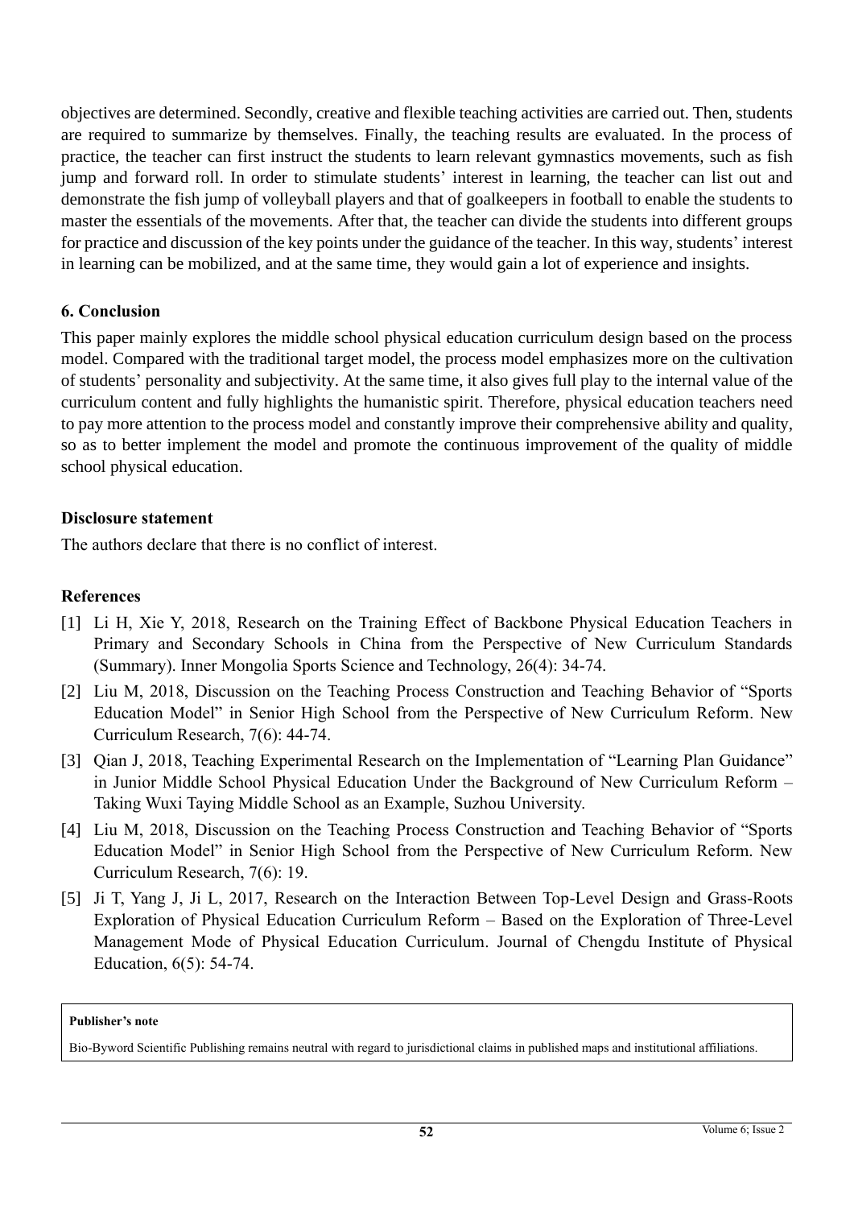objectives are determined. Secondly, creative and flexible teaching activities are carried out. Then, students are required to summarize by themselves. Finally, the teaching results are evaluated. In the process of practice, the teacher can first instruct the students to learn relevant gymnastics movements, such as fish jump and forward roll. In order to stimulate students' interest in learning, the teacher can list out and demonstrate the fish jump of volleyball players and that of goalkeepers in football to enable the students to master the essentials of the movements. After that, the teacher can divide the students into different groups for practice and discussion of the key points under the guidance of the teacher. In this way, students' interest in learning can be mobilized, and at the same time, they would gain a lot of experience and insights.

## 6. Conclusion

This paper mainly explores the middle school physical education curriculum design based on the process model. Compared with the traditional target model, the process model emphasizes more on the cultivation of students' personality and subjectivity. At the same time, it also gives full play to the internal value of the curriculum content and fully highlights the humanistic spirit. Therefore, physical education teachers need to pay more attention to the process model and constantly improve their comprehensive ability and quality, so as to better implement the model and promote the continuous improvement of the quality of middle school physical education.

## Disclosure statement

The authors declare that there is no conflict of interest.

## References

[1] Li H, Xie Y, 2018, Research on the Training Effect of Backbone Physical Education Teachers in Primary and Secondary Schools in China from the Perspective of New Curriculum Standards (Summary). Inner Mongolia Sports Science and Technology, 26(4): 34-74.

[2] Liu M, 2018, Discussion on the Teaching Process Construction and Teaching Behavior of "Sports Education Model" in Senior High School from the Perspective of New Curriculum Reform. New Curriculum Research, 7(6): 44-74.

[3] Qian J, 2018, Teaching Experimental Research on the Implementation of "Learning Plan Guidance" in Junior Middle School Physical Education Under the Background of New Curriculum Reform – Taking Wuxi Taying Middle School as an Example, Suzhou University.

[4] Liu M, 2018, Discussion on the Teaching Process Construction and Teaching Behavior of "Sports Education Model" in Senior High School from the Perspective of New Curriculum Reform. New Curriculum Research, 7(6): 19.

[5] Ji T, Yang J, Ji L, 2017, Research on the Interaction Between Top-Level Design and Grass-Roots Exploration of Physical Education Curriculum Reform – Based on the Exploration of Three-Level Management Mode of Physical Education Curriculum. Journal of Chengdu Institute of Physical Education, 6(5): 54-74.

**Publisher's note**

Bio-Byword Scientific Publishing remains neutral with regard to jurisdictional claims in published maps and institutional affiliations.